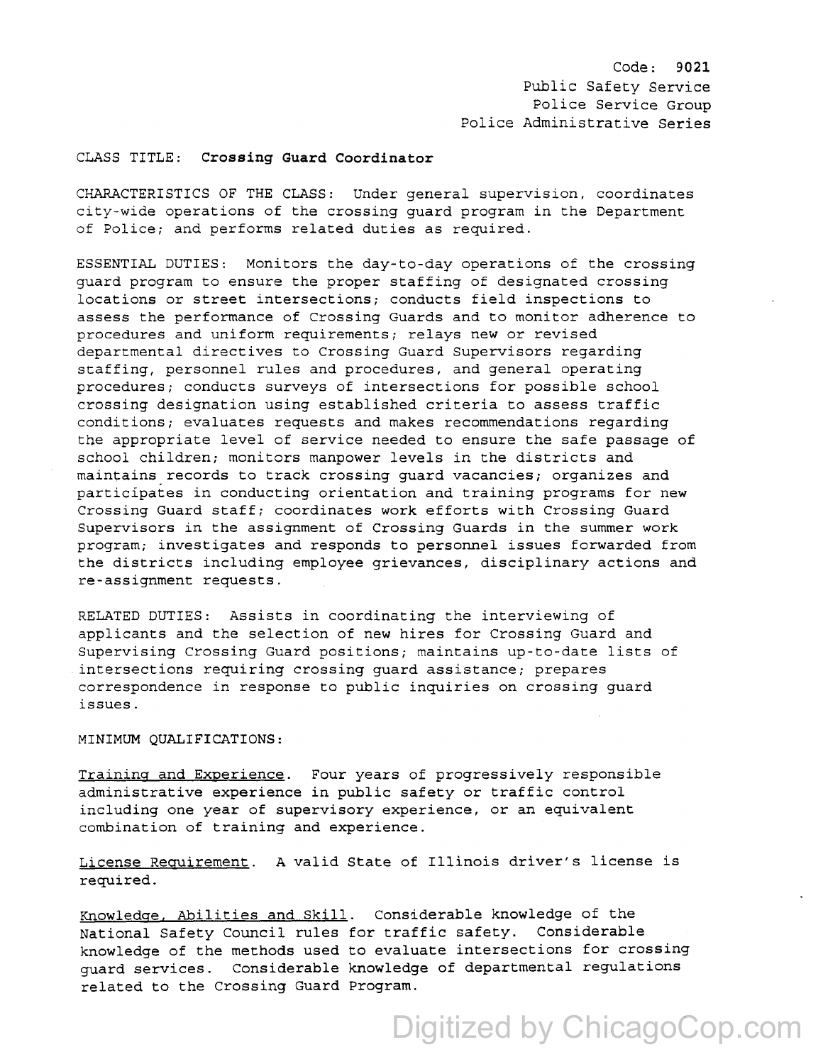Code: **9021**
Public Safety Service
Police Service Group
Police Administrative Series

CLASS TITLE: **Crossing Guard Coordinator**

CHARACTERISTICS OF THE CLASS: Under general supervision, coordinates city-wide operations of the crossing guard program in the Department of Police; and performs related duties as required.

ESSENTIAL DUTIES: Monitors the day-to-day operations of the crossing guard program to ensure the proper staffing of designated crossing locations or street intersections; conducts field inspections to assess the performance of Crossing Guards and to monitor adherence to procedures and uniform requirements; relays new or revised departmental directives to Crossing Guard Supervisors regarding staffing, personnel rules and procedures, and general operating procedures; conducts surveys of intersections for possible school crossing designation using established criteria to assess traffic conditions; evaluates requests and makes recommendations regarding the appropriate level of service needed to ensure the safe passage of school children; monitors manpower levels in the districts and maintains records to track crossing guard vacancies; organizes and participates in conducting orientation and training programs for new Crossing Guard staff; coordinates work efforts with Crossing Guard Supervisors in the assignment of Crossing Guards in the summer work program; investigates and responds to personnel issues forwarded from the districts including employee grievances, disciplinary actions and re-assignment requests.

RELATED DUTIES: Assists in coordinating the interviewing of applicants and the selection of new hires for Crossing Guard and Supervising Crossing Guard positions; maintains up-to-date lists of intersections requiring crossing guard assistance; prepares correspondence in response to public inquiries on crossing guard issues.

MINIMUM QUALIFICATIONS:

Training and Experience. Four years of progressively responsible administrative experience in public safety or traffic control including one year of supervisory experience, or an equivalent combination of training and experience.

License Requirement. A valid State of Illinois driver's license is required.

Knowledge, Abilities and Skill. Considerable knowledge of the National Safety Council rules for traffic safety. Considerable knowledge of the methods used to evaluate intersections for crossing guard services. Considerable knowledge of departmental regulations related to the Crossing Guard Program.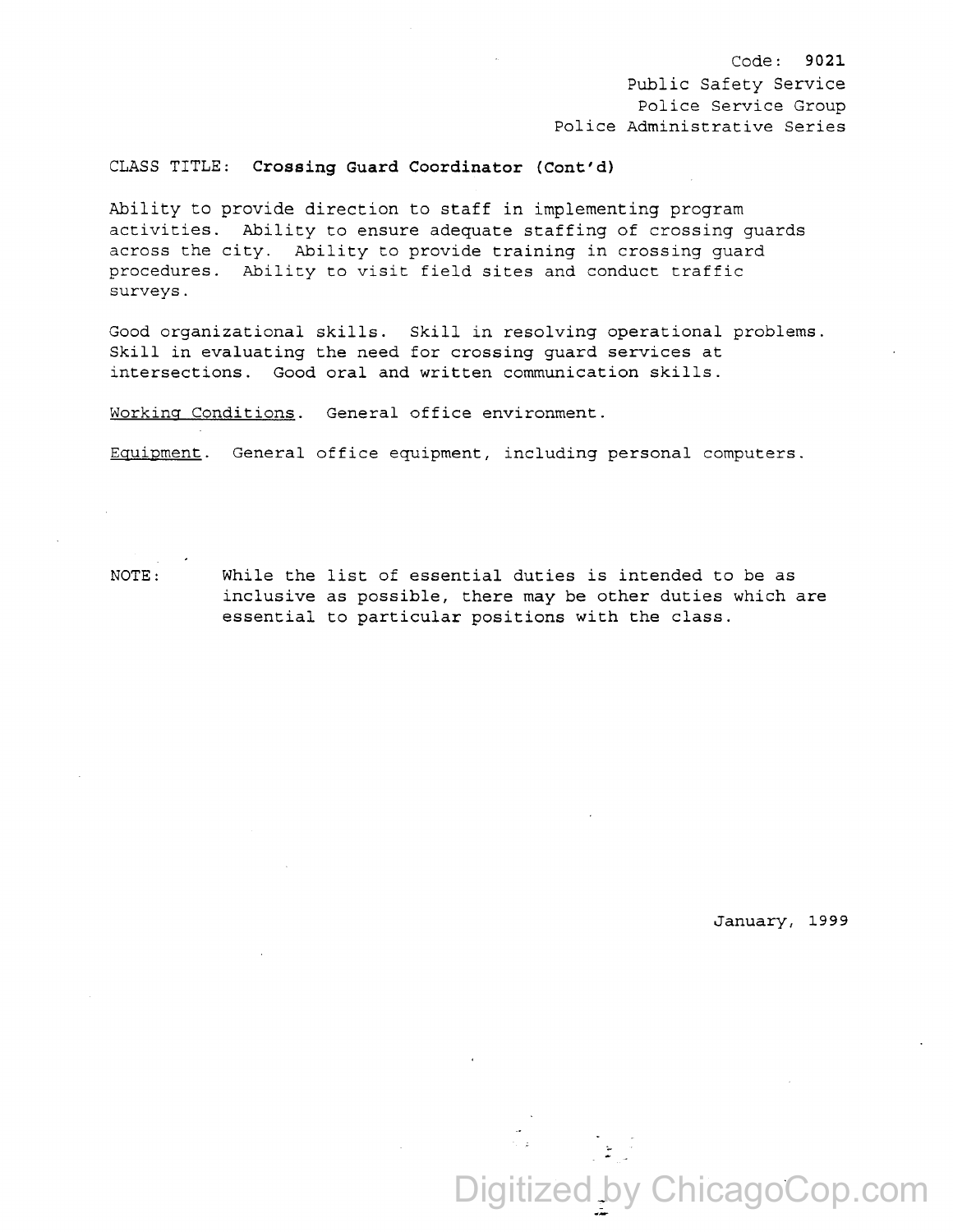Code: **9021**
Public Safety Service
Police Service Group
Police Administrative Series

CLASS TITLE: **Crossing Guard Coordinator (Cont'd)**

Ability to provide direction to staff in implementing program activities. Ability to ensure adequate staffing of crossing guards across the city. Ability to provide training in crossing guard procedures. Ability to visit field sites and conduct traffic surveys.

Good organizational skills. Skill in resolving operational problems. Skill in evaluating the need for crossing guard services at intersections. Good oral and written communication skills.

<u>Working Conditions</u>. General office environment.

<u>Equipment</u>. General office equipment, including personal computers.

NOTE: While the list of essential duties is intended to be as inclusive as possible, there may be other duties which are essential to particular positions with the class.

January, 1999